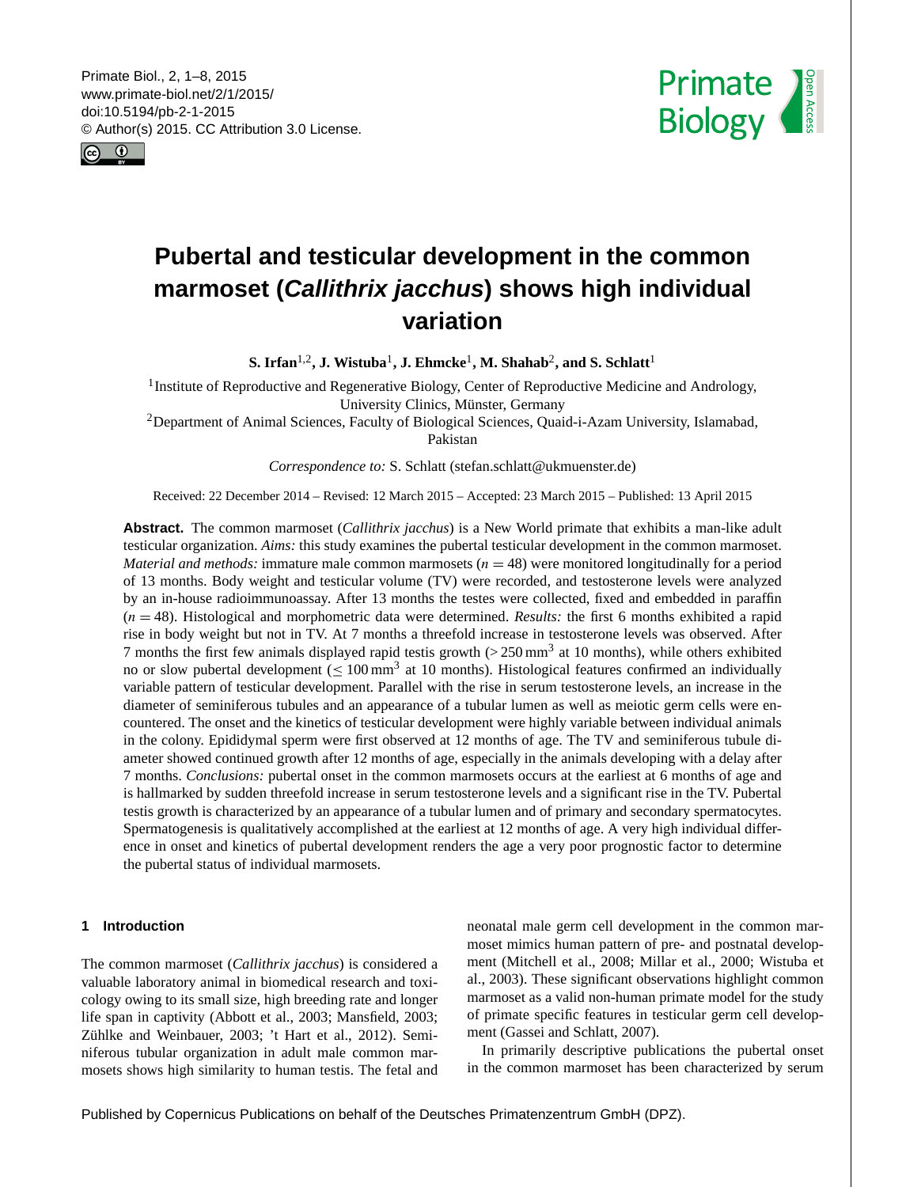# Pubertal and testicular development in the common marmoset (*Callithrix jacchus*) shows high individual variation

**S. Irfan[1,2], J. Wistuba[1], J. Ehmcke[1], M. Shahab[2], and S. Schlatt[1]**

[1]Institute of Reproductive and Regenerative Biology, Center of Reproductive Medicine and Andrology, University Clinics, Münster, Germany

[2]Department of Animal Sciences, Faculty of Biological Sciences, Quaid-i-Azam University, Islamabad, Pakistan

*Correspondence to:* S. Schlatt (stefan.schlatt@ukmuenster.de)

Received: 22 December 2014 – Revised: 12 March 2015 – Accepted: 23 March 2015 – Published: 13 April 2015

**Abstract.** The common marmoset (*Callithrix jacchus*) is a New World primate that exhibits a man-like adult testicular organization. *Aims:* this study examines the pubertal testicular development in the common marmoset. *Material and methods:* immature male common marmosets ($n = 48$) were monitored longitudinally for a period of 13 months. Body weight and testicular volume (TV) were recorded, and testosterone levels were analyzed by an in-house radioimmunoassay. After 13 months the testes were collected, fixed and embedded in paraffin ($n = 48$). Histological and morphometric data were determined. *Results:* the first 6 months exhibited a rapid rise in body weight but not in TV. At 7 months a threefold increase in testosterone levels was observed. After 7 months the first few animals displayed rapid testis growth ($> 250\,\text{mm}^3$ at 10 months), while others exhibited no or slow pubertal development ($\leq 100\,\text{mm}^3$ at 10 months). Histological features confirmed an individually variable pattern of testicular development. Parallel with the rise in serum testosterone levels, an increase in the diameter of seminiferous tubules and an appearance of a tubular lumen as well as meiotic germ cells were encountered. The onset and the kinetics of testicular development were highly variable between individual animals in the colony. Epididymal sperm were first observed at 12 months of age. The TV and seminiferous tubule diameter showed continued growth after 12 months of age, especially in the animals developing with a delay after 7 months. *Conclusions:* pubertal onset in the common marmosets occurs at the earliest at 6 months of age and is hallmarked by sudden threefold increase in serum testosterone levels and a significant rise in the TV. Pubertal testis growth is characterized by an appearance of a tubular lumen and of primary and secondary spermatocytes. Spermatogenesis is qualitatively accomplished at the earliest at 12 months of age. A very high individual difference in onset and kinetics of pubertal development renders the age a very poor prognostic factor to determine the pubertal status of individual marmosets.

## 1 Introduction

The common marmoset (*Callithrix jacchus*) is considered a valuable laboratory animal in biomedical research and toxicology owing to its small size, high breeding rate and longer life span in captivity (Abbott et al., 2003; Mansfield, 2003; Zühlke and Weinbauer, 2003; 't Hart et al., 2012). Seminiferous tubular organization in adult male common marmosets shows high similarity to human testis. The fetal and neonatal male germ cell development in the common marmoset mimics human pattern of pre- and postnatal development (Mitchell et al., 2008; Millar et al., 2000; Wistuba et al., 2003). These significant observations highlight common marmoset as a valid non-human primate model for the study of primate specific features in testicular germ cell development (Gassei and Schlatt, 2007).

In primarily descriptive publications the pubertal onset in the common marmoset has been characterized by serum

Published by Copernicus Publications on behalf of the Deutsches Primatenzentrum GmbH (DPZ).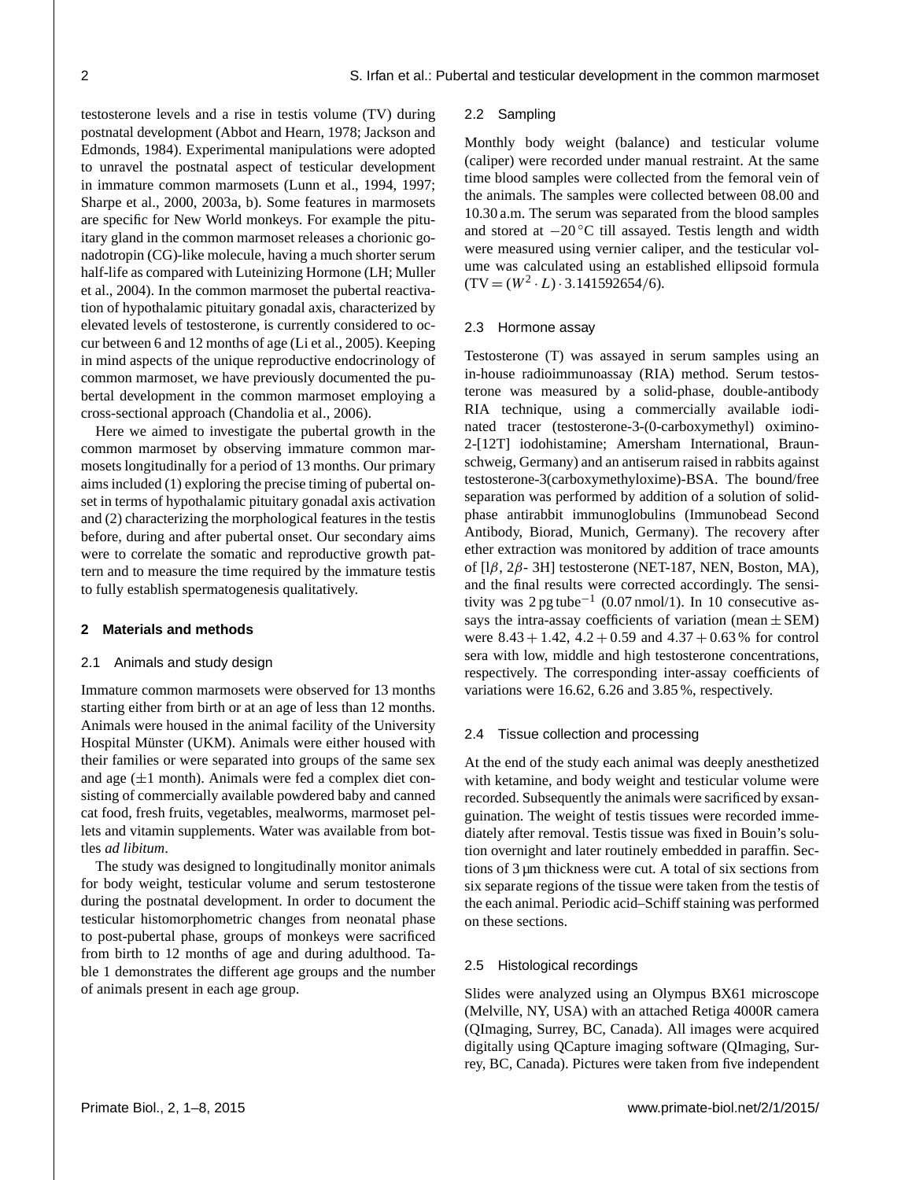testosterone levels and a rise in testis volume (TV) during postnatal development (Abbot and Hearn, 1978; Jackson and Edmonds, 1984). Experimental manipulations were adopted to unravel the postnatal aspect of testicular development in immature common marmosets (Lunn et al., 1994, 1997; Sharpe et al., 2000, 2003a, b). Some features in marmosets are specific for New World monkeys. For example the pituitary gland in the common marmoset releases a chorionic gonadotropin (CG)-like molecule, having a much shorter serum half-life as compared with Luteinizing Hormone (LH; Muller et al., 2004). In the common marmoset the pubertal reactivation of hypothalamic pituitary gonadal axis, characterized by elevated levels of testosterone, is currently considered to occur between 6 and 12 months of age (Li et al., 2005). Keeping in mind aspects of the unique reproductive endocrinology of common marmoset, we have previously documented the pubertal development in the common marmoset employing a cross-sectional approach (Chandolia et al., 2006).

Here we aimed to investigate the pubertal growth in the common marmoset by observing immature common marmosets longitudinally for a period of 13 months. Our primary aims included (1) exploring the precise timing of pubertal onset in terms of hypothalamic pituitary gonadal axis activation and (2) characterizing the morphological features in the testis before, during and after pubertal onset. Our secondary aims were to correlate the somatic and reproductive growth pattern and to measure the time required by the immature testis to fully establish spermatogenesis qualitatively.

## 2 Materials and methods

### 2.1 Animals and study design

Immature common marmosets were observed for 13 months starting either from birth or at an age of less than 12 months. Animals were housed in the animal facility of the University Hospital Münster (UKM). Animals were either housed with their families or were separated into groups of the same sex and age ($\pm 1$ month). Animals were fed a complex diet consisting of commercially available powdered baby and canned cat food, fresh fruits, vegetables, mealworms, marmoset pellets and vitamin supplements. Water was available from bottles *ad libitum*.

The study was designed to longitudinally monitor animals for body weight, testicular volume and serum testosterone during the postnatal development. In order to document the testicular histomorphometric changes from neonatal phase to post-pubertal phase, groups of monkeys were sacrificed from birth to 12 months of age and during adulthood. Table 1 demonstrates the different age groups and the number of animals present in each age group.

### 2.2 Sampling

Monthly body weight (balance) and testicular volume (caliper) were recorded under manual restraint. At the same time blood samples were collected from the femoral vein of the animals. The samples were collected between 08.00 and 10.30 a.m. The serum was separated from the blood samples and stored at $-20\,^{\circ}$C till assayed. Testis length and width were measured using vernier caliper, and the testicular volume was calculated using an established ellipsoid formula ($\mathrm{TV} = (W^2 \cdot L) \cdot 3.141592654/6$).

### 2.3 Hormone assay

Testosterone (T) was assayed in serum samples using an in-house radioimmunoassay (RIA) method. Serum testosterone was measured by a solid-phase, double-antibody RIA technique, using a commercially available iodinated tracer (testosterone-3-(0-carboxymethyl) oximino-2-[12T] iodohistamine; Amersham International, Braunschweig, Germany) and an antiserum raised in rabbits against testosterone-3(carboxymethyloxime)-BSA. The bound/free separation was performed by addition of a solution of solid-phase antirabbit immunoglobulins (Immunobead Second Antibody, Biorad, Munich, Germany). The recovery after ether extraction was monitored by addition of trace amounts of [l$\beta$, 2$\beta$- 3H] testosterone (NET-187, NEN, Boston, MA), and the final results were corrected accordingly. The sensitivity was 2 pg tube$^{-1}$ (0.07 nmol/1). In 10 consecutive assays the intra-assay coefficients of variation (mean $\pm$ SEM) were $8.43 + 1.42$, $4.2 + 0.59$ and $4.37 + 0.63$ % for control sera with low, middle and high testosterone concentrations, respectively. The corresponding inter-assay coefficients of variations were 16.62, 6.26 and 3.85 %, respectively.

### 2.4 Tissue collection and processing

At the end of the study each animal was deeply anesthetized with ketamine, and body weight and testicular volume were recorded. Subsequently the animals were sacrificed by exsanguination. The weight of testis tissues were recorded immediately after removal. Testis tissue was fixed in Bouin's solution overnight and later routinely embedded in paraffin. Sections of 3 µm thickness were cut. A total of six sections from six separate regions of the tissue were taken from the testis of the each animal. Periodic acid–Schiff staining was performed on these sections.

### 2.5 Histological recordings

Slides were analyzed using an Olympus BX61 microscope (Melville, NY, USA) with an attached Retiga 4000R camera (QImaging, Surrey, BC, Canada). All images were acquired digitally using QCapture imaging software (QImaging, Surrey, BC, Canada). Pictures were taken from five independent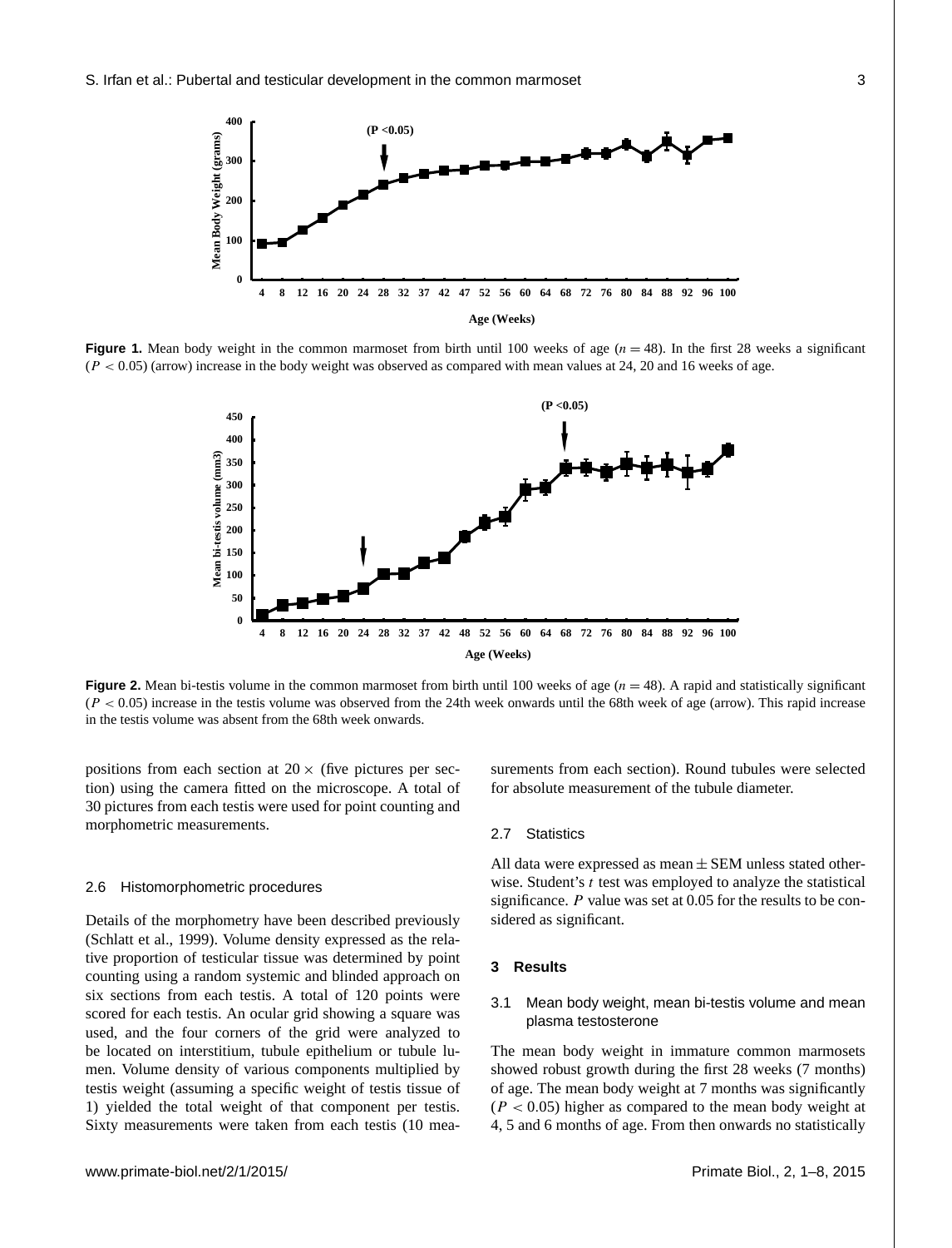**Figure 1.** Mean body weight in the common marmoset from birth until 100 weeks of age ($n = 48$). In the first 28 weeks a significant ($P < 0.05$) (arrow) increase in the body weight was observed as compared with mean values at 24, 20 and 16 weeks of age.

**Figure 2.** Mean bi-testis volume in the common marmoset from birth until 100 weeks of age ($n = 48$). A rapid and statistically significant ($P < 0.05$) increase in the testis volume was observed from the 24th week onwards until the 68th week of age (arrow). This rapid increase in the testis volume was absent from the 68th week onwards.

positions from each section at $20\times$ (five pictures per section) using the camera fitted on the microscope. A total of 30 pictures from each testis were used for point counting and morphometric measurements.

### 2.6 Histomorphometric procedures

Details of the morphometry have been described previously (Schlatt et al., 1999). Volume density expressed as the relative proportion of testicular tissue was determined by point counting using a random systemic and blinded approach on six sections from each testis. A total of 120 points were scored for each testis. An ocular grid showing a square was used, and the four corners of the grid were analyzed to be located on interstitium, tubule epithelium or tubule lumen. Volume density of various components multiplied by testis weight (assuming a specific weight of testis tissue of 1) yielded the total weight of that component per testis. Sixty measurements were taken from each testis (10 measurements from each section). Round tubules were selected for absolute measurement of the tubule diameter.

### 2.7 Statistics

All data were expressed as mean ± SEM unless stated otherwise. Student's $t$ test was employed to analyze the statistical significance. $P$ value was set at 0.05 for the results to be considered as significant.

## 3 Results

### 3.1 Mean body weight, mean bi-testis volume and mean plasma testosterone

The mean body weight in immature common marmosets showed robust growth during the first 28 weeks (7 months) of age. The mean body weight at 7 months was significantly ($P < 0.05$) higher as compared to the mean body weight at 4, 5 and 6 months of age. From then onwards no statistically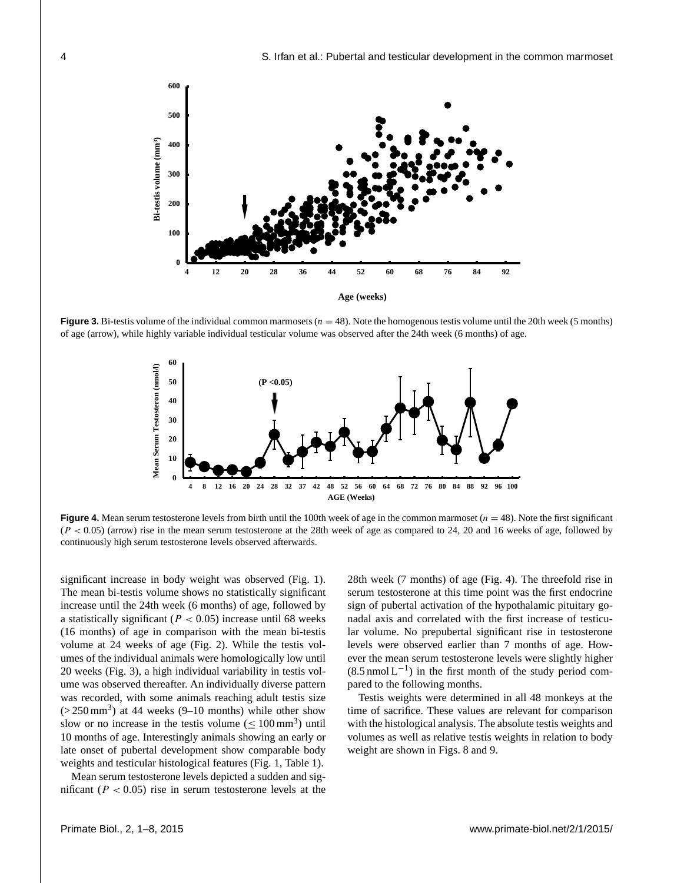**Figure 3.** Bi-testis volume of the individual common marmosets ($n = 48$). Note the homogenous testis volume until the 20th week (5 months) of age (arrow), while highly variable individual testicular volume was observed after the 24th week (6 months) of age.

**Figure 4.** Mean serum testosterone levels from birth until the 100th week of age in the common marmoset ($n = 48$). Note the first significant ($P < 0.05$) (arrow) rise in the mean serum testosterone at the 28th week of age as compared to 24, 20 and 16 weeks of age, followed by continuously high serum testosterone levels observed afterwards.

significant increase in body weight was observed (Fig. 1). The mean bi-testis volume shows no statistically significant increase until the 24th week (6 months) of age, followed by a statistically significant ($P < 0.05$) increase until 68 weeks (16 months) of age in comparison with the mean bi-testis volume at 24 weeks of age (Fig. 2). While the testis volumes of the individual animals were homologically low until 20 weeks (Fig. 3), a high individual variability in testis volume was observed thereafter. An individually diverse pattern was recorded, with some animals reaching adult testis size ($> 250\,\mathrm{mm}^3$) at 44 weeks (9–10 months) while other show slow or no increase in the testis volume ($\leq 100\,\mathrm{mm}^3$) until 10 months of age. Interestingly animals showing an early or late onset of pubertal development show comparable body weights and testicular histological features (Fig. 1, Table 1).

Mean serum testosterone levels depicted a sudden and significant ($P < 0.05$) rise in serum testosterone levels at the 28th week (7 months) of age (Fig. 4). The threefold rise in serum testosterone at this time point was the first endocrine sign of pubertal activation of the hypothalamic pituitary gonadal axis and correlated with the first increase of testicular volume. No prepubertal significant rise in testosterone levels were observed earlier than 7 months of age. However the mean serum testosterone levels were slightly higher ($8.5\,\mathrm{nmol\,L}^{-1}$) in the first month of the study period compared to the following months.

Testis weights were determined in all 48 monkeys at the time of sacrifice. These values are relevant for comparison with the histological analysis. The absolute testis weights and volumes as well as relative testis weights in relation to body weight are shown in Figs. 8 and 9.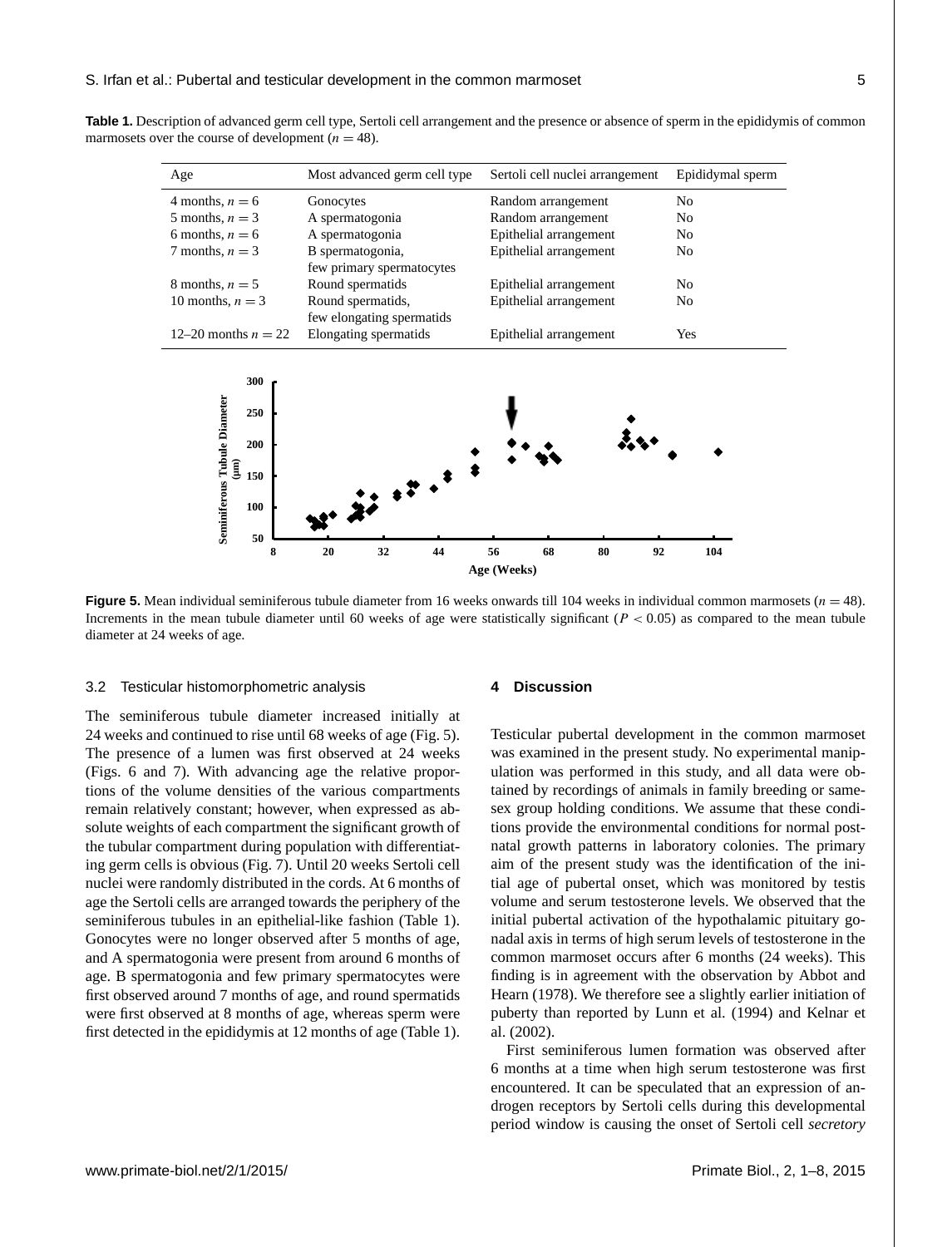**Table 1.** Description of advanced germ cell type, Sertoli cell arrangement and the presence or absence of sperm in the epididymis of common marmosets over the course of development ($n = 48$).

| Age | Most advanced germ cell type | Sertoli cell nuclei arrangement | Epididymal sperm |
|---|---|---|---|
| 4 months, $n = 6$ | Gonocytes | Random arrangement | No |
| 5 months, $n = 3$ | A spermatogonia | Random arrangement | No |
| 6 months, $n = 6$ | A spermatogonia | Epithelial arrangement | No |
| 7 months, $n = 3$ | B spermatogonia, few primary spermatocytes | Epithelial arrangement | No |
| 8 months, $n = 5$ | Round spermatids | Epithelial arrangement | No |
| 10 months, $n = 3$ | Round spermatids, few elongating spermatids | Epithelial arrangement | No |
| 12–20 months $n = 22$ | Elongating spermatids | Epithelial arrangement | Yes |

**Figure 5.** Mean individual seminiferous tubule diameter from 16 weeks onwards till 104 weeks in individual common marmosets ($n = 48$). Increments in the mean tubule diameter until 60 weeks of age were statistically significant ($P < 0.05$) as compared to the mean tubule diameter at 24 weeks of age.

### 3.2 Testicular histomorphometric analysis

The seminiferous tubule diameter increased initially at 24 weeks and continued to rise until 68 weeks of age (Fig. 5). The presence of a lumen was first observed at 24 weeks (Figs. 6 and 7). With advancing age the relative proportions of the volume densities of the various compartments remain relatively constant; however, when expressed as absolute weights of each compartment the significant growth of the tubular compartment during population with differentiating germ cells is obvious (Fig. 7). Until 20 weeks Sertoli cell nuclei were randomly distributed in the cords. At 6 months of age the Sertoli cells are arranged towards the periphery of the seminiferous tubules in an epithelial-like fashion (Table 1). Gonocytes were no longer observed after 5 months of age, and A spermatogonia were present from around 6 months of age. B spermatogonia and few primary spermatocytes were first observed around 7 months of age, and round spermatids were first observed at 8 months of age, whereas sperm were first detected in the epididymis at 12 months of age (Table 1).

## 4 Discussion

Testicular pubertal development in the common marmoset was examined in the present study. No experimental manipulation was performed in this study, and all data were obtained by recordings of animals in family breeding or same-sex group holding conditions. We assume that these conditions provide the environmental conditions for normal post-natal growth patterns in laboratory colonies. The primary aim of the present study was the identification of the initial age of pubertal onset, which was monitored by testis volume and serum testosterone levels. We observed that the initial pubertal activation of the hypothalamic pituitary gonadal axis in terms of high serum levels of testosterone in the common marmoset occurs after 6 months (24 weeks). This finding is in agreement with the observation by Abbot and Hearn (1978). We therefore see a slightly earlier initiation of puberty than reported by Lunn et al. (1994) and Kelnar et al. (2002).

First seminiferous lumen formation was observed after 6 months at a time when high serum testosterone was first encountered. It can be speculated that an expression of androgen receptors by Sertoli cells during this developmental period window is causing the onset of Sertoli cell *secretory*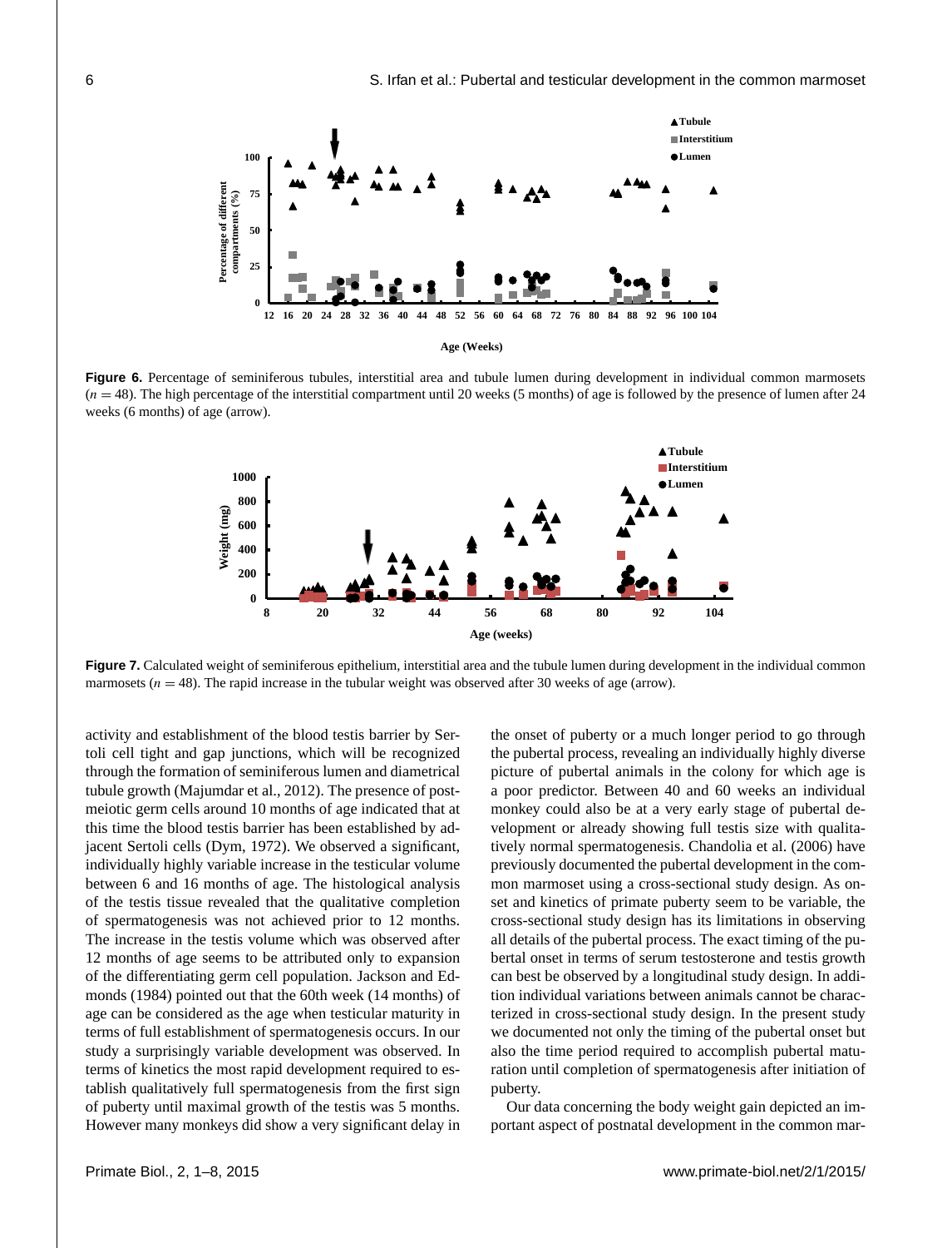Figure 6. Percentage of seminiferous tubules, interstitial area and tubule lumen during development in individual common marmosets ($n = 48$). The high percentage of the interstitial compartment until 20 weeks (5 months) of age is followed by the presence of lumen after 24 weeks (6 months) of age (arrow).

Figure 7. Calculated weight of seminiferous epithelium, interstitial area and the tubule lumen during development in the individual common marmosets ($n = 48$). The rapid increase in the tubular weight was observed after 30 weeks of age (arrow).

activity and establishment of the blood testis barrier by Sertoli cell tight and gap junctions, which will be recognized through the formation of seminiferous lumen and diametrical tubule growth (Majumdar et al., 2012). The presence of postmeiotic germ cells around 10 months of age indicated that at this time the blood testis barrier has been established by adjacent Sertoli cells (Dym, 1972). We observed a significant, individually highly variable increase in the testicular volume between 6 and 16 months of age. The histological analysis of the testis tissue revealed that the qualitative completion of spermatogenesis was not achieved prior to 12 months. The increase in the testis volume which was observed after 12 months of age seems to be attributed only to expansion of the differentiating germ cell population. Jackson and Edmonds (1984) pointed out that the 60th week (14 months) of age can be considered as the age when testicular maturity in terms of full establishment of spermatogenesis occurs. In our study a surprisingly variable development was observed. In terms of kinetics the most rapid development required to establish qualitatively full spermatogenesis from the first sign of puberty until maximal growth of the testis was 5 months. However many monkeys did show a very significant delay in the onset of puberty or a much longer period to go through the pubertal process, revealing an individually highly diverse picture of pubertal animals in the colony for which age is a poor predictor. Between 40 and 60 weeks an individual monkey could also be at a very early stage of pubertal development or already showing full testis size with qualitatively normal spermatogenesis. Chandolia et al. (2006) have previously documented the pubertal development in the common marmoset using a cross-sectional study design. As onset and kinetics of primate puberty seem to be variable, the cross-sectional study design has its limitations in observing all details of the pubertal process. The exact timing of the pubertal onset in terms of serum testosterone and testis growth can best be observed by a longitudinal study design. In addition individual variations between animals cannot be characterized in cross-sectional study design. In the present study we documented not only the timing of the pubertal onset but also the time period required to accomplish pubertal maturation until completion of spermatogenesis after initiation of puberty.

Our data concerning the body weight gain depicted an important aspect of postnatal development in the common mar-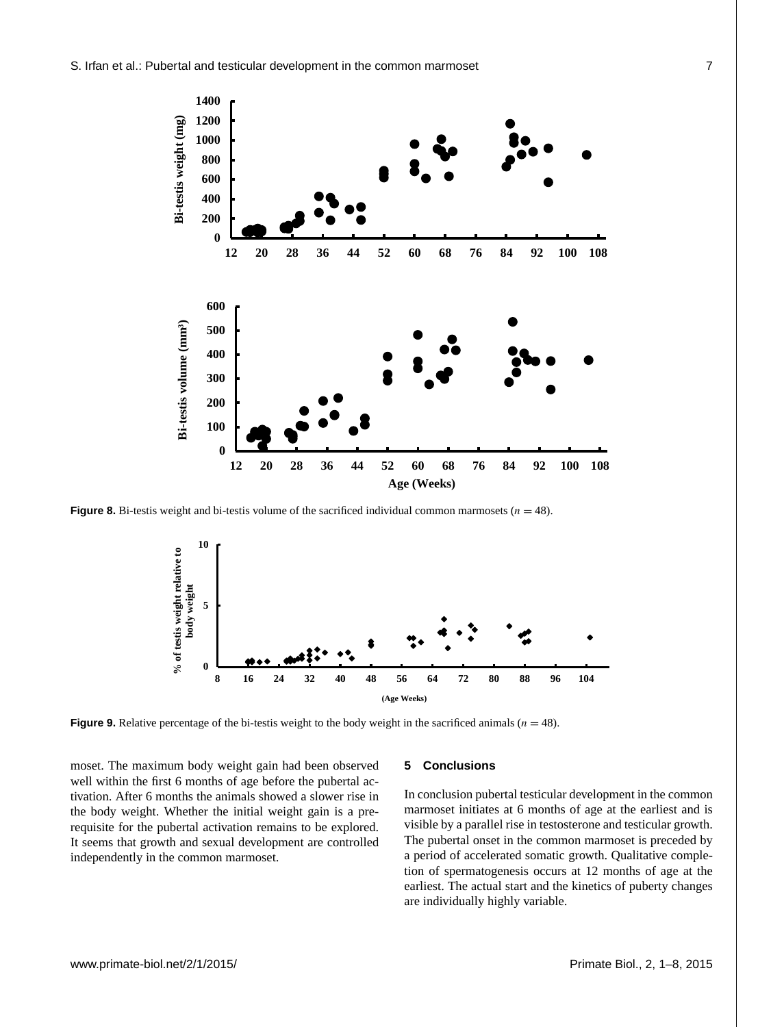**Figure 8.** Bi-testis weight and bi-testis volume of the sacrificed individual common marmosets ($n = 48$).

**Figure 9.** Relative percentage of the bi-testis weight to the body weight in the sacrificed animals ($n = 48$).

moset. The maximum body weight gain had been observed well within the first 6 months of age before the pubertal activation. After 6 months the animals showed a slower rise in the body weight. Whether the initial weight gain is a prerequisite for the pubertal activation remains to be explored. It seems that growth and sexual development are controlled independently in the common marmoset.

## 5 Conclusions

In conclusion pubertal testicular development in the common marmoset initiates at 6 months of age at the earliest and is visible by a parallel rise in testosterone and testicular growth. The pubertal onset in the common marmoset is preceded by a period of accelerated somatic growth. Qualitative completion of spermatogenesis occurs at 12 months of age at the earliest. The actual start and the kinetics of puberty changes are individually highly variable.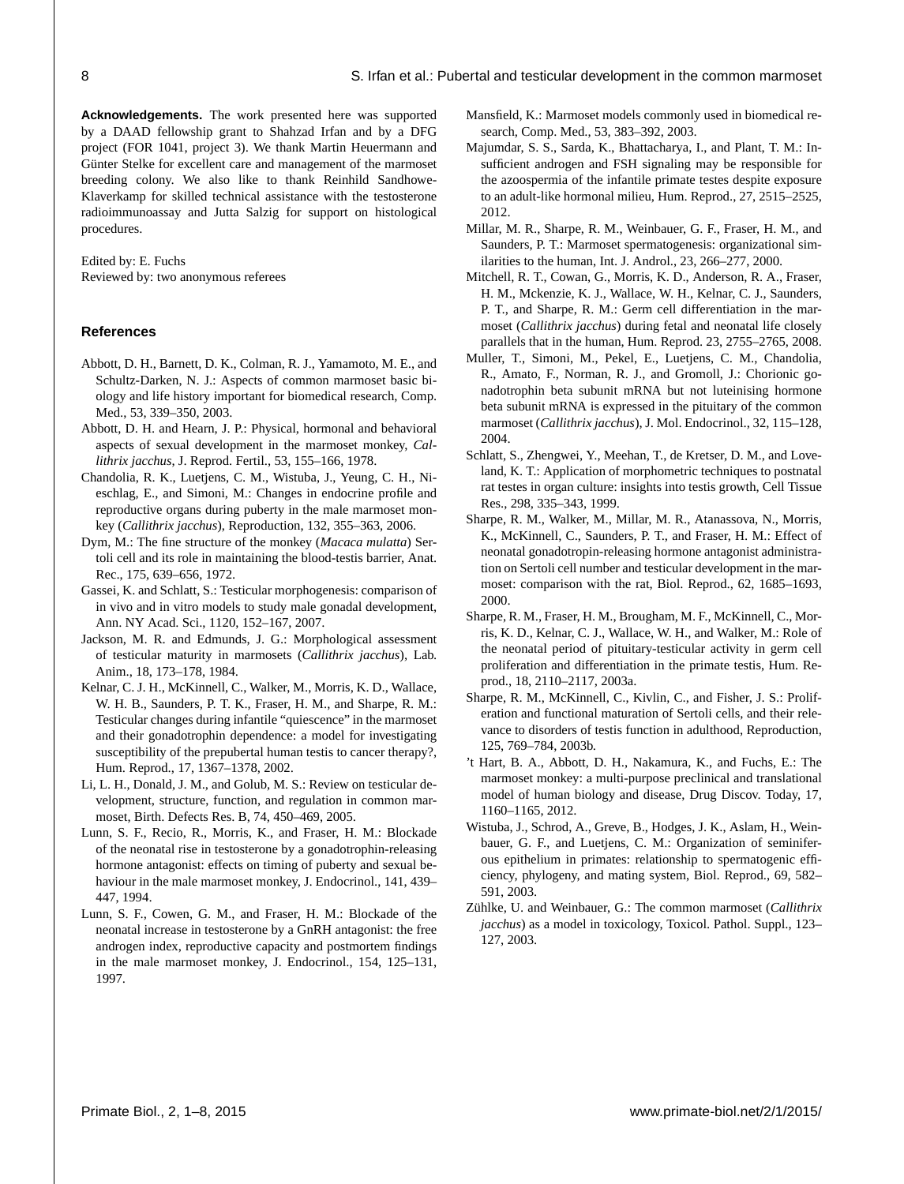**Acknowledgements.** The work presented here was supported by a DAAD fellowship grant to Shahzad Irfan and by a DFG project (FOR 1041, project 3). We thank Martin Heuermann and Günter Stelke for excellent care and management of the marmoset breeding colony. We also like to thank Reinhild Sandhowe-Klaverkamp for skilled technical assistance with the testosterone radioimmunoassay and Jutta Salzig for support on histological procedures.

Edited by: E. Fuchs
Reviewed by: two anonymous referees

## References

Abbott, D. H., Barnett, D. K., Colman, R. J., Yamamoto, M. E., and Schultz-Darken, N. J.: Aspects of common marmoset basic biology and life history important for biomedical research, Comp. Med., 53, 339–350, 2003.

Abbott, D. H. and Hearn, J. P.: Physical, hormonal and behavioral aspects of sexual development in the marmoset monkey, *Callithrix jacchus*, J. Reprod. Fertil., 53, 155–166, 1978.

Chandolia, R. K., Luetjens, C. M., Wistuba, J., Yeung, C. H., Nieschlag, E., and Simoni, M.: Changes in endocrine profile and reproductive organs during puberty in the male marmoset monkey (*Callithrix jacchus*), Reproduction, 132, 355–363, 2006.

Dym, M.: The fine structure of the monkey (*Macaca mulatta*) Sertoli cell and its role in maintaining the blood-testis barrier, Anat. Rec., 175, 639–656, 1972.

Gassei, K. and Schlatt, S.: Testicular morphogenesis: comparison of in vivo and in vitro models to study male gonadal development, Ann. NY Acad. Sci., 1120, 152–167, 2007.

Jackson, M. R. and Edmunds, J. G.: Morphological assessment of testicular maturity in marmosets (*Callithrix jacchus*), Lab. Anim., 18, 173–178, 1984.

Kelnar, C. J. H., McKinnell, C., Walker, M., Morris, K. D., Wallace, W. H. B., Saunders, P. T. K., Fraser, H. M., and Sharpe, R. M.: Testicular changes during infantile "quiescence" in the marmoset and their gonadotrophin dependence: a model for investigating susceptibility of the prepubertal human testis to cancer therapy?, Hum. Reprod., 17, 1367–1378, 2002.

Li, L. H., Donald, J. M., and Golub, M. S.: Review on testicular development, structure, function, and regulation in common marmoset, Birth. Defects Res. B, 74, 450–469, 2005.

Lunn, S. F., Recio, R., Morris, K., and Fraser, H. M.: Blockade of the neonatal rise in testosterone by a gonadotrophin-releasing hormone antagonist: effects on timing of puberty and sexual behaviour in the male marmoset monkey, J. Endocrinol., 141, 439–447, 1994.

Lunn, S. F., Cowen, G. M., and Fraser, H. M.: Blockade of the neonatal increase in testosterone by a GnRH antagonist: the free androgen index, reproductive capacity and postmortem findings in the male marmoset monkey, J. Endocrinol., 154, 125–131, 1997.

Mansfield, K.: Marmoset models commonly used in biomedical research, Comp. Med., 53, 383–392, 2003.

Majumdar, S. S., Sarda, K., Bhattacharya, I., and Plant, T. M.: Insufficient androgen and FSH signaling may be responsible for the azoospermia of the infantile primate testes despite exposure to an adult-like hormonal milieu, Hum. Reprod., 27, 2515–2525, 2012.

Millar, M. R., Sharpe, R. M., Weinbauer, G. F., Fraser, H. M., and Saunders, P. T.: Marmoset spermatogenesis: organizational similarities to the human, Int. J. Androl., 23, 266–277, 2000.

Mitchell, R. T., Cowan, G., Morris, K. D., Anderson, R. A., Fraser, H. M., Mckenzie, K. J., Wallace, W. H., Kelnar, C. J., Saunders, P. T., and Sharpe, R. M.: Germ cell differentiation in the marmoset (*Callithrix jacchus*) during fetal and neonatal life closely parallels that in the human, Hum. Reprod. 23, 2755–2765, 2008.

Muller, T., Simoni, M., Pekel, E., Luetjens, C. M., Chandolia, R., Amato, F., Norman, R. J., and Gromoll, J.: Chorionic gonadotrophin beta subunit mRNA but not luteinising hormone beta subunit mRNA is expressed in the pituitary of the common marmoset (*Callithrix jacchus*), J. Mol. Endocrinol., 32, 115–128, 2004.

Schlatt, S., Zhengwei, Y., Meehan, T., de Kretser, D. M., and Loveland, K. T.: Application of morphometric techniques to postnatal rat testes in organ culture: insights into testis growth, Cell Tissue Res., 298, 335–343, 1999.

Sharpe, R. M., Walker, M., Millar, M. R., Atanassova, N., Morris, K., McKinnell, C., Saunders, P. T., and Fraser, H. M.: Effect of neonatal gonadotropin-releasing hormone antagonist administration on Sertoli cell number and testicular development in the marmoset: comparison with the rat, Biol. Reprod., 62, 1685–1693, 2000.

Sharpe, R. M., Fraser, H. M., Brougham, M. F., McKinnell, C., Morris, K. D., Kelnar, C. J., Wallace, W. H., and Walker, M.: Role of the neonatal period of pituitary-testicular activity in germ cell proliferation and differentiation in the primate testis, Hum. Reprod., 18, 2110–2117, 2003a.

Sharpe, R. M., McKinnell, C., Kivlin, C., and Fisher, J. S.: Proliferation and functional maturation of Sertoli cells, and their relevance to disorders of testis function in adulthood, Reproduction, 125, 769–784, 2003b.

't Hart, B. A., Abbott, D. H., Nakamura, K., and Fuchs, E.: The marmoset monkey: a multi-purpose preclinical and translational model of human biology and disease, Drug Discov. Today, 17, 1160–1165, 2012.

Wistuba, J., Schrod, A., Greve, B., Hodges, J. K., Aslam, H., Weinbauer, G. F., and Luetjens, C. M.: Organization of seminiferous epithelium in primates: relationship to spermatogenic efficiency, phylogeny, and mating system, Biol. Reprod., 69, 582–591, 2003.

Zühlke, U. and Weinbauer, G.: The common marmoset (*Callithrix jacchus*) as a model in toxicology, Toxicol. Pathol. Suppl., 123–127, 2003.